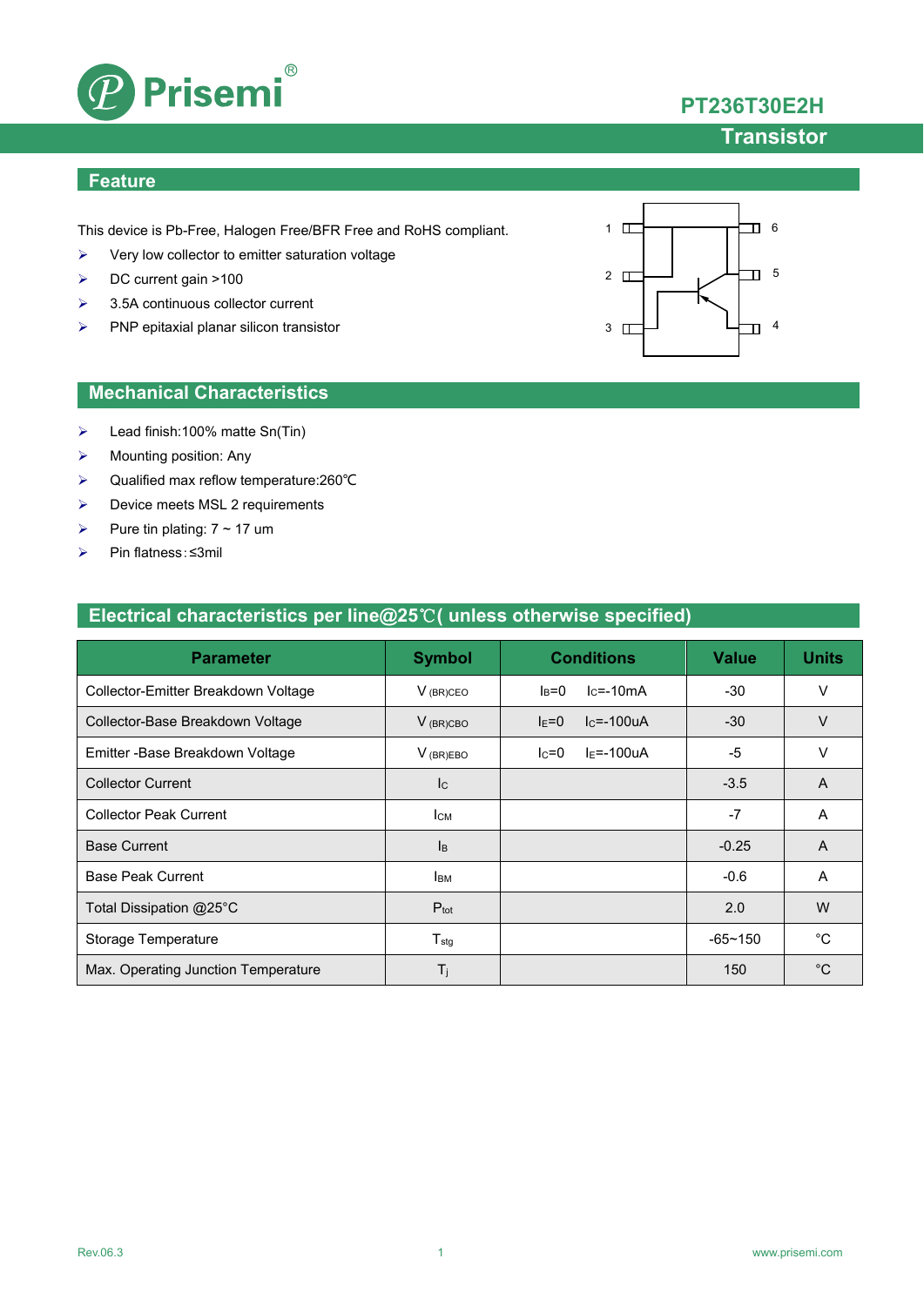# PT236T30E2H

## Transistor

## Feature

This device is Pb-Free, Halogen Free/BFR Free and RoHS compliant.

- Very low collector to emitter saturation voltage
- DC current gain >100
- 3.5A continuous collector current
- PNP epitaxial planar silicon transistor

## Mechanical Characteristics

- Lead finish:100% matte Sn(Tin)
- Mounting position: Any
- Qualified max reflow temperature:260℃
- Device meets MSL 2 requirements
- Pure tin plating: 7 ~ 17 um
- Pin flatness: ≤3mil

## Electrical characteristics per line@25℃( unless otherwise specified)

| Parameter | Symbol | Conditions | Value | Units |
|---|---|---|---|---|
| Collector-Emitter Breakdown Voltage | $V_{(BR)CEO}$ | $I_B$=0  $I_C$=-10mA | -30 | V |
| Collector-Base Breakdown Voltage | $V_{(BR)CBO}$ | $I_E$=0  $I_C$=-100uA | -30 | V |
| Emitter -Base Breakdown Voltage | $V_{(BR)EBO}$ | $I_C$=0  $I_E$=-100uA | -5 | V |
| Collector Current | $I_C$ | | -3.5 | A |
| Collector Peak Current | $I_{CM}$ | | -7 | A |
| Base Current | $I_B$ | | -0.25 | A |
| Base Peak Current | $I_{BM}$ | | -0.6 | A |
| Total Dissipation @25°C | $P_{tot}$ | | 2.0 | W |
| Storage Temperature | $T_{stg}$ | | -65~150 | °C |
| Max. Operating Junction Temperature | $T_j$ | | 150 | °C |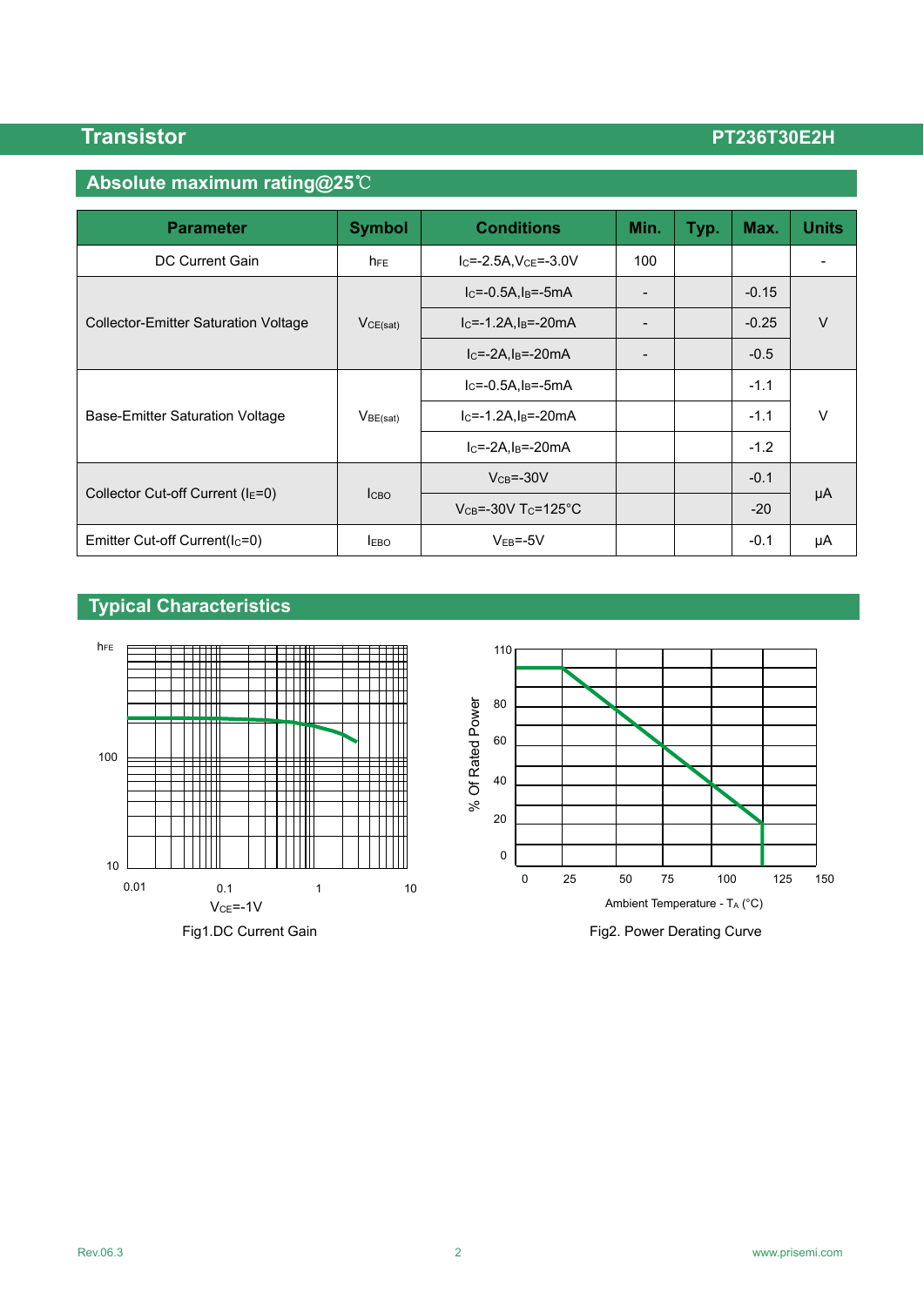## Absolute maximum rating@25℃

| Parameter | Symbol | Conditions | Min. | Typ. | Max. | Units |
|---|---|---|---|---|---|---|
| DC Current Gain | $h_{FE}$ | $I_C$=-2.5A,$V_{CE}$=-3.0V | 100 | | | - |
| Collector-Emitter Saturation Voltage | $V_{CE(sat)}$ | $I_C$=-0.5A,$I_B$=-5mA | - | | -0.15 | V |
| | | $I_C$=-1.2A,$I_B$=-20mA | - | | -0.25 | |
| | | $I_C$=-2A,$I_B$=-20mA | - | | -0.5 | |
| Base-Emitter Saturation Voltage | $V_{BE(sat)}$ | $I_C$=-0.5A,$I_B$=-5mA | | | -1.1 | V |
| | | $I_C$=-1.2A,$I_B$=-20mA | | | -1.1 | |
| | | $I_C$=-2A,$I_B$=-20mA | | | -1.2 | |
| Collector Cut-off Current ($I_E$=0) | $I_{CBO}$ | $V_{CB}$=-30V | | | -0.1 | μA |
| | | $V_{CB}$=-30V $T_C$=125°C | | | -20 | |
| Emitter Cut-off Current($I_C$=0) | $I_{EBO}$ | $V_{EB}$=-5V | | | -0.1 | μA |

## Typical Characteristics

$h_{FE}$

100

10

0.01 0.1 1 10

$V_{CE}$=-1V

Fig1.DC Current Gain

110 80 60 40 20 0

% Of Rated Power

0 25 50 75 100 125 150

Ambient Temperature - $T_A$ (°C)

Fig2. Power Derating Curve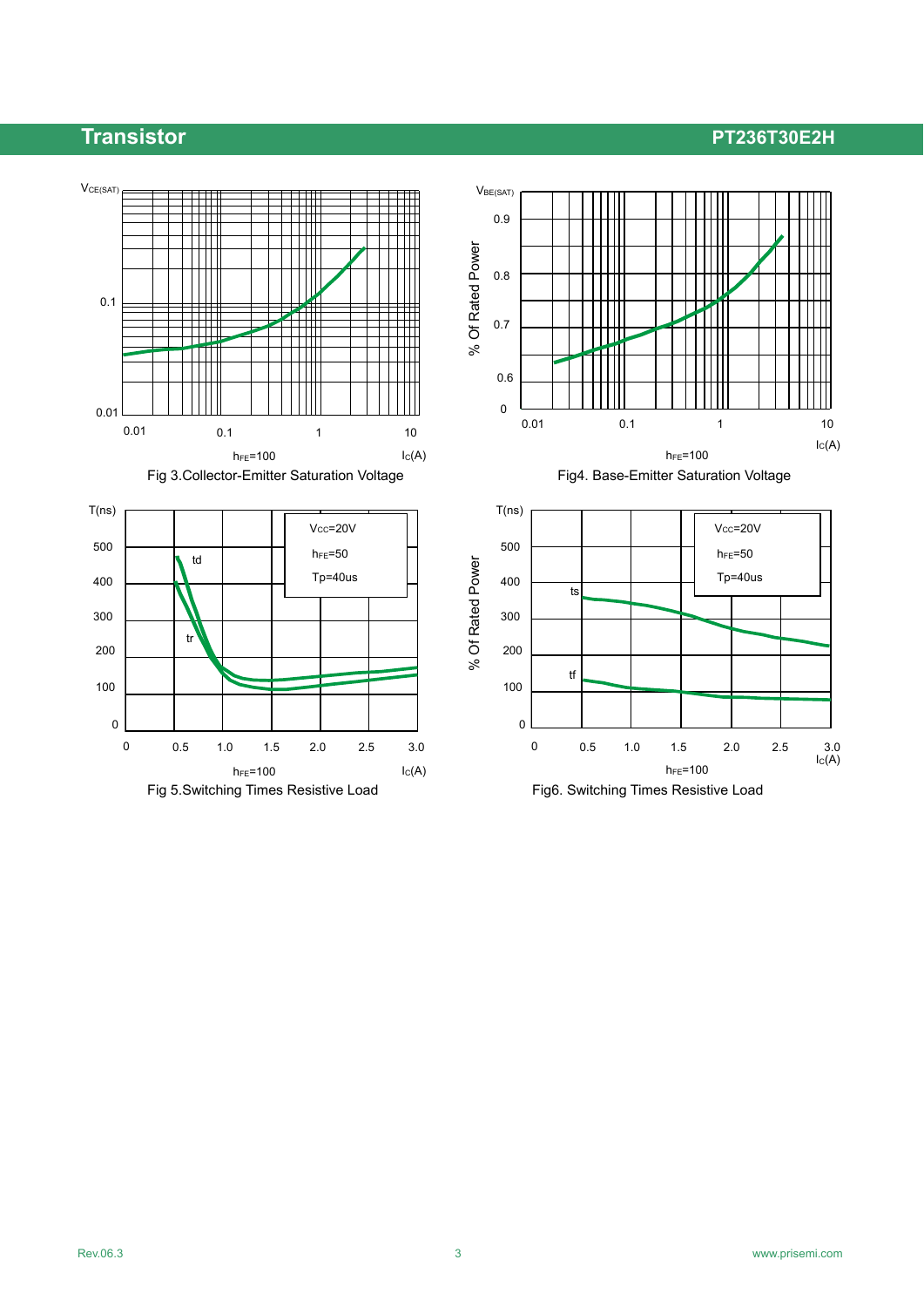Fig 3.Collector-Emitter Saturation Voltage

Fig4. Base-Emitter Saturation Voltage

Fig 5.Switching Times Resistive Load

Fig6. Switching Times Resistive Load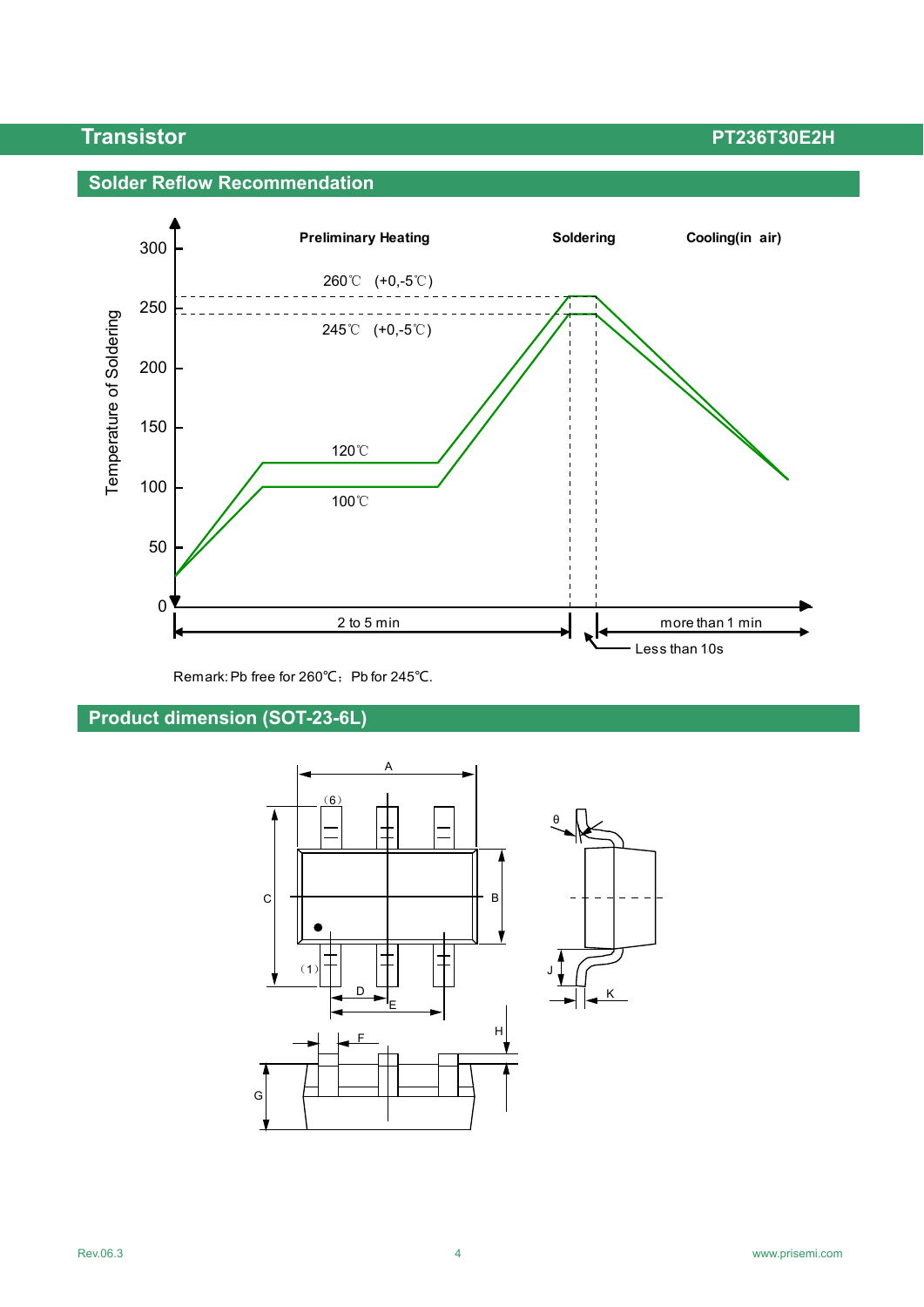## Solder Reflow Recommendation

Preliminary Heating | Soldering | Cooling(in air)

Temperature of Soldering

300, 250, 200, 150, 100, 50, 0

260℃ (+0,-5℃)

245℃ (+0,-5℃)

120℃

100℃

2 to 5 min

Less than 10s

more than 1 min

Remark: Pb free for 260℃; Pb for 245℃.

## Product dimension (SOT-23-6L)

A, B, C, D, E, F, G, H, J, K, θ, (6), (1)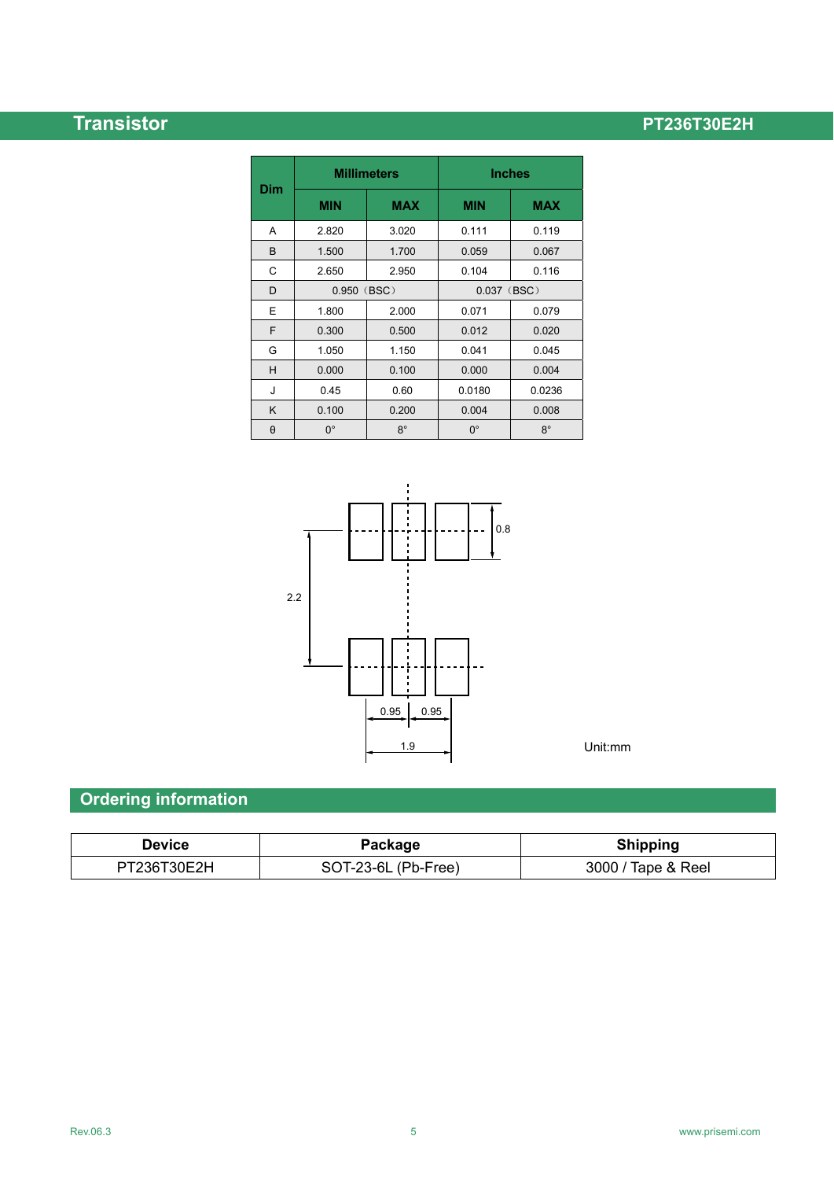| Dim | Millimeters | | Inches | |
|---|---|---|---|---|
| | MIN | MAX | MIN | MAX |
| A | 2.820 | 3.020 | 0.111 | 0.119 |
| B | 1.500 | 1.700 | 0.059 | 0.067 |
| C | 2.650 | 2.950 | 0.104 | 0.116 |
| D | 0.950（BSC） | | 0.037（BSC） | |
| E | 1.800 | 2.000 | 0.071 | 0.079 |
| F | 0.300 | 0.500 | 0.012 | 0.020 |
| G | 1.050 | 1.150 | 0.041 | 0.045 |
| H | 0.000 | 0.100 | 0.000 | 0.004 |
| J | 0.45 | 0.60 | 0.0180 | 0.0236 |
| K | 0.100 | 0.200 | 0.004 | 0.008 |
| θ | 0° | 8° | 0° | 8° |

0.8

2.2

0.95 0.95

1.9

Unit:mm

## Ordering information

| Device | Package | Shipping |
|---|---|---|
| PT236T30E2H | SOT-23-6L (Pb-Free) | 3000 / Tape & Reel |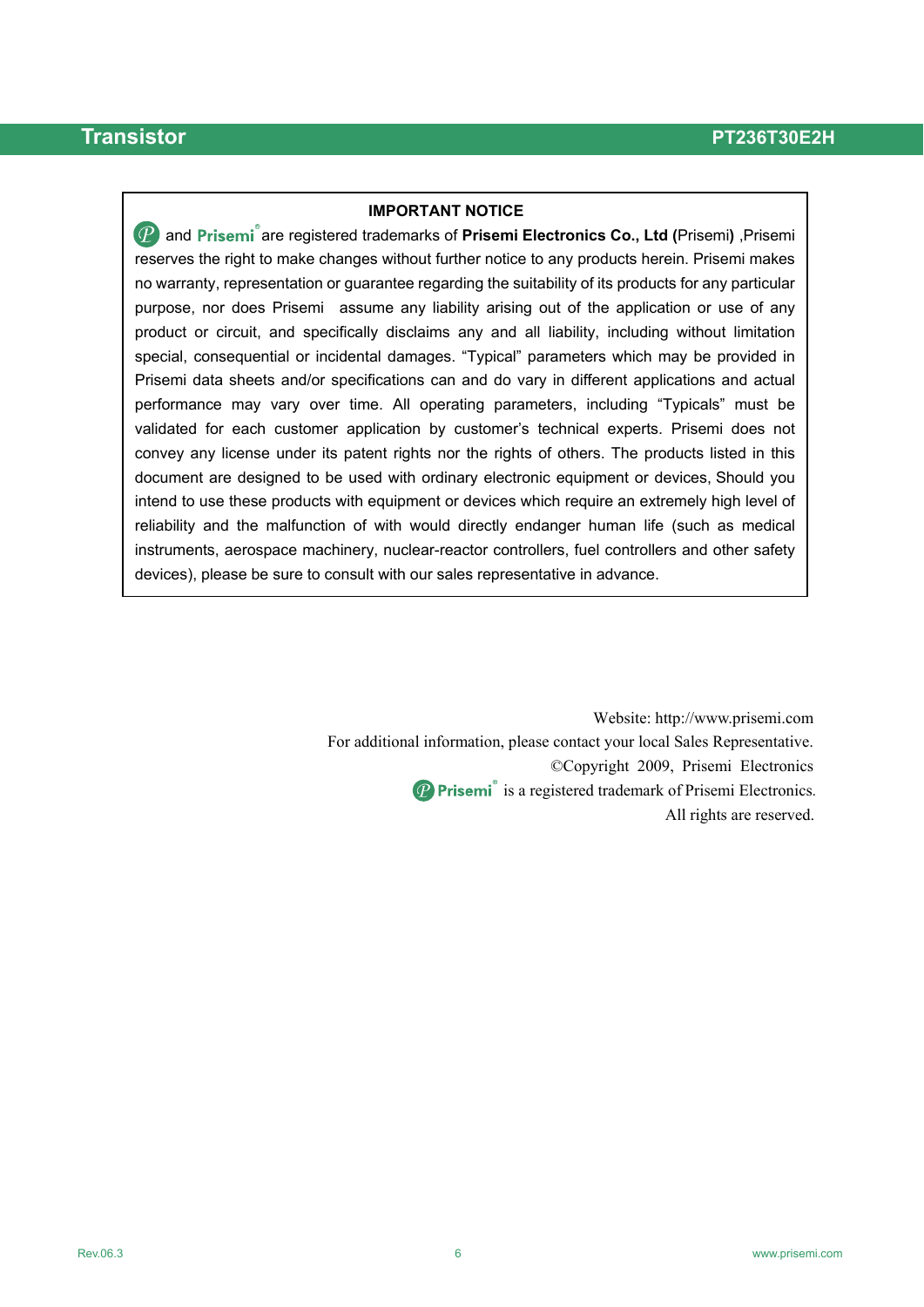## IMPORTANT NOTICE

and **Prisemi**® are registered trademarks of **Prisemi Electronics Co., Ltd (**Prisemi**)** ,Prisemi reserves the right to make changes without further notice to any products herein. Prisemi makes no warranty, representation or guarantee regarding the suitability of its products for any particular purpose, nor does Prisemi assume any liability arising out of the application or use of any product or circuit, and specifically disclaims any and all liability, including without limitation special, consequential or incidental damages. "Typical" parameters which may be provided in Prisemi data sheets and/or specifications can and do vary in different applications and actual performance may vary over time. All operating parameters, including "Typicals" must be validated for each customer application by customer's technical experts. Prisemi does not convey any license under its patent rights nor the rights of others. The products listed in this document are designed to be used with ordinary electronic equipment or devices, Should you intend to use these products with equipment or devices which require an extremely high level of reliability and the malfunction of with would directly endanger human life (such as medical instruments, aerospace machinery, nuclear-reactor controllers, fuel controllers and other safety devices), please be sure to consult with our sales representative in advance.

Website: http://www.prisemi.com

For additional information, please contact your local Sales Representative.

©Copyright 2009, Prisemi Electronics

Prisemi® is a registered trademark of Prisemi Electronics.

All rights are reserved.